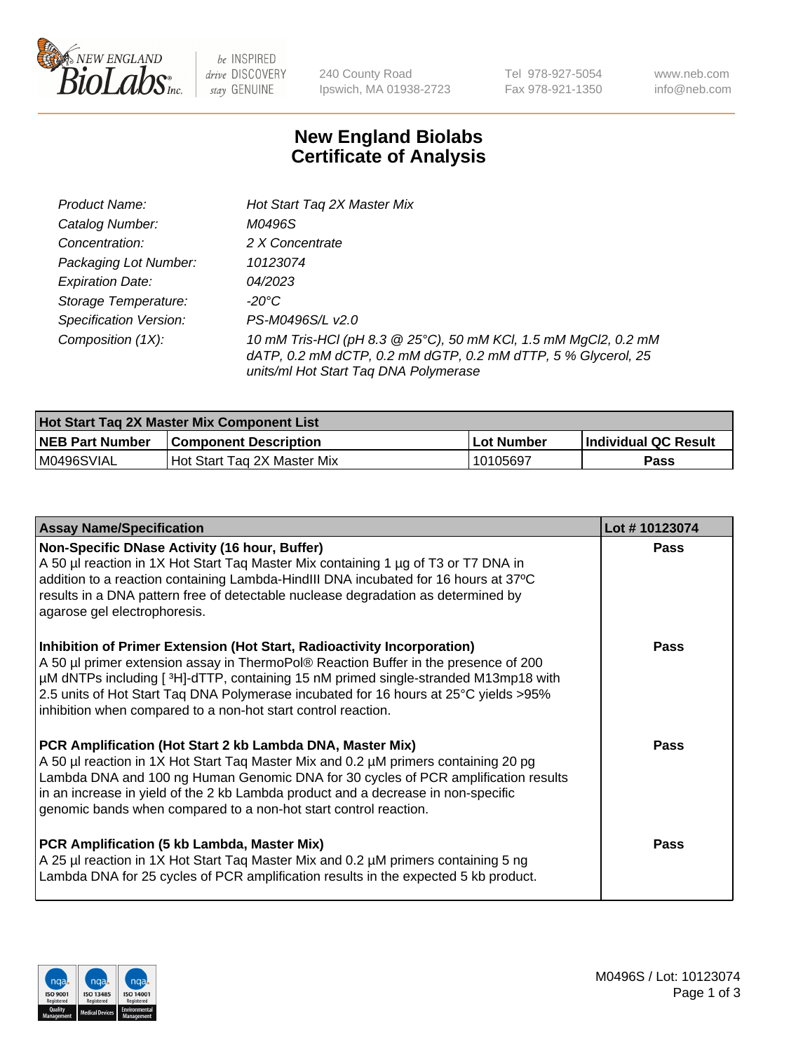# New England Biolabs
# Certificate of Analysis

| | |
|---|---|
| *Product Name:* | *Hot Start Taq 2X Master Mix* |
| *Catalog Number:* | *M0496S* |
| *Concentration:* | *2 X Concentrate* |
| *Packaging Lot Number:* | *10123074* |
| *Expiration Date:* | *04/2023* |
| *Storage Temperature:* | *-20°C* |
| *Specification Version:* | *PS-M0496S/L v2.0* |
| *Composition (1X):* | *10 mM Tris-HCl (pH 8.3 @ 25°C), 50 mM KCl, 1.5 mM MgCl2, 0.2 mM dATP, 0.2 mM dCTP, 0.2 mM dGTP, 0.2 mM dTTP, 5 % Glycerol, 25 units/ml Hot Start Taq DNA Polymerase* |

| **Hot Start Taq 2X Master Mix Component List** | | | |
|---|---|---|---|
| **NEB Part Number** | **Component Description** | **Lot Number** | **Individual QC Result** |
| M0496SVIAL | Hot Start Taq 2X Master Mix | 10105697 | **Pass** |

| **Assay Name/Specification** | **Lot # 10123074** |
|---|---|
| **Non-Specific DNase Activity (16 hour, Buffer)** A 50 µl reaction in 1X Hot Start Taq Master Mix containing 1 µg of T3 or T7 DNA in addition to a reaction containing Lambda-HindIII DNA incubated for 16 hours at 37ºC results in a DNA pattern free of detectable nuclease degradation as determined by agarose gel electrophoresis. | **Pass** |
| **Inhibition of Primer Extension (Hot Start, Radioactivity Incorporation)** A 50 µl primer extension assay in ThermoPol® Reaction Buffer in the presence of 200 µM dNTPs including [ ³H]-dTTP, containing 15 nM primed single-stranded M13mp18 with 2.5 units of Hot Start Taq DNA Polymerase incubated for 16 hours at 25°C yields >95% inhibition when compared to a non-hot start control reaction. | **Pass** |
| **PCR Amplification (Hot Start 2 kb Lambda DNA, Master Mix)** A 50 µl reaction in 1X Hot Start Taq Master Mix and 0.2 µM primers containing 20 pg Lambda DNA and 100 ng Human Genomic DNA for 30 cycles of PCR amplification results in an increase in yield of the 2 kb Lambda product and a decrease in non-specific genomic bands when compared to a non-hot start control reaction. | **Pass** |
| **PCR Amplification (5 kb Lambda, Master Mix)** A 25 µl reaction in 1X Hot Start Taq Master Mix and 0.2 µM primers containing 5 ng Lambda DNA for 25 cycles of PCR amplification results in the expected 5 kb product. | **Pass** |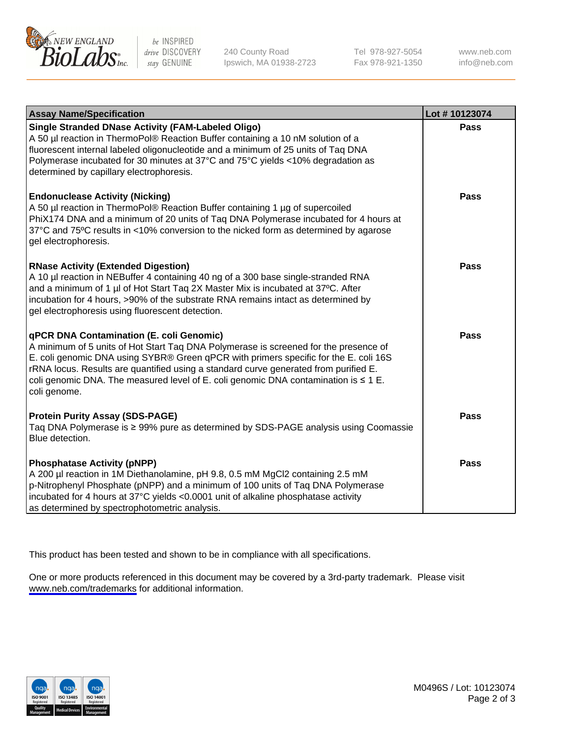| Assay Name/Specification | Lot # 10123074 |
|---|---|
| **Single Stranded DNase Activity (FAM-Labeled Oligo)**<br>A 50 µl reaction in ThermoPol® Reaction Buffer containing a 10 nM solution of a fluorescent internal labeled oligonucleotide and a minimum of 25 units of Taq DNA Polymerase incubated for 30 minutes at 37°C and 75°C yields <10% degradation as determined by capillary electrophoresis. | Pass |
| **Endonuclease Activity (Nicking)**<br>A 50 µl reaction in ThermoPol® Reaction Buffer containing 1 µg of supercoiled PhiX174 DNA and a minimum of 20 units of Taq DNA Polymerase incubated for 4 hours at 37°C and 75ºC results in <10% conversion to the nicked form as determined by agarose gel electrophoresis. | Pass |
| **RNase Activity (Extended Digestion)**<br>A 10 µl reaction in NEBuffer 4 containing 40 ng of a 300 base single-stranded RNA and a minimum of 1 µl of Hot Start Taq 2X Master Mix is incubated at 37ºC. After incubation for 4 hours, >90% of the substrate RNA remains intact as determined by gel electrophoresis using fluorescent detection. | Pass |
| **qPCR DNA Contamination (E. coli Genomic)**<br>A minimum of 5 units of Hot Start Taq DNA Polymerase is screened for the presence of E. coli genomic DNA using SYBR® Green qPCR with primers specific for the E. coli 16S rRNA locus. Results are quantified using a standard curve generated from purified E. coli genomic DNA. The measured level of E. coli genomic DNA contamination is ≤ 1 E. coli genome. | Pass |
| **Protein Purity Assay (SDS-PAGE)**<br>Taq DNA Polymerase is ≥ 99% pure as determined by SDS-PAGE analysis using Coomassie Blue detection. | Pass |
| **Phosphatase Activity (pNPP)**<br>A 200 µl reaction in 1M Diethanolamine, pH 9.8, 0.5 mM $MgCl_2$ containing 2.5 mM p-Nitrophenyl Phosphate (pNPP) and a minimum of 100 units of Taq DNA Polymerase incubated for 4 hours at 37°C yields <0.0001 unit of alkaline phosphatase activity as determined by spectrophotometric analysis. | Pass |

This product has been tested and shown to be in compliance with all specifications.

One or more products referenced in this document may be covered by a 3rd-party trademark. Please visit www.neb.com/trademarks for additional information.

M0496S / Lot: 10123074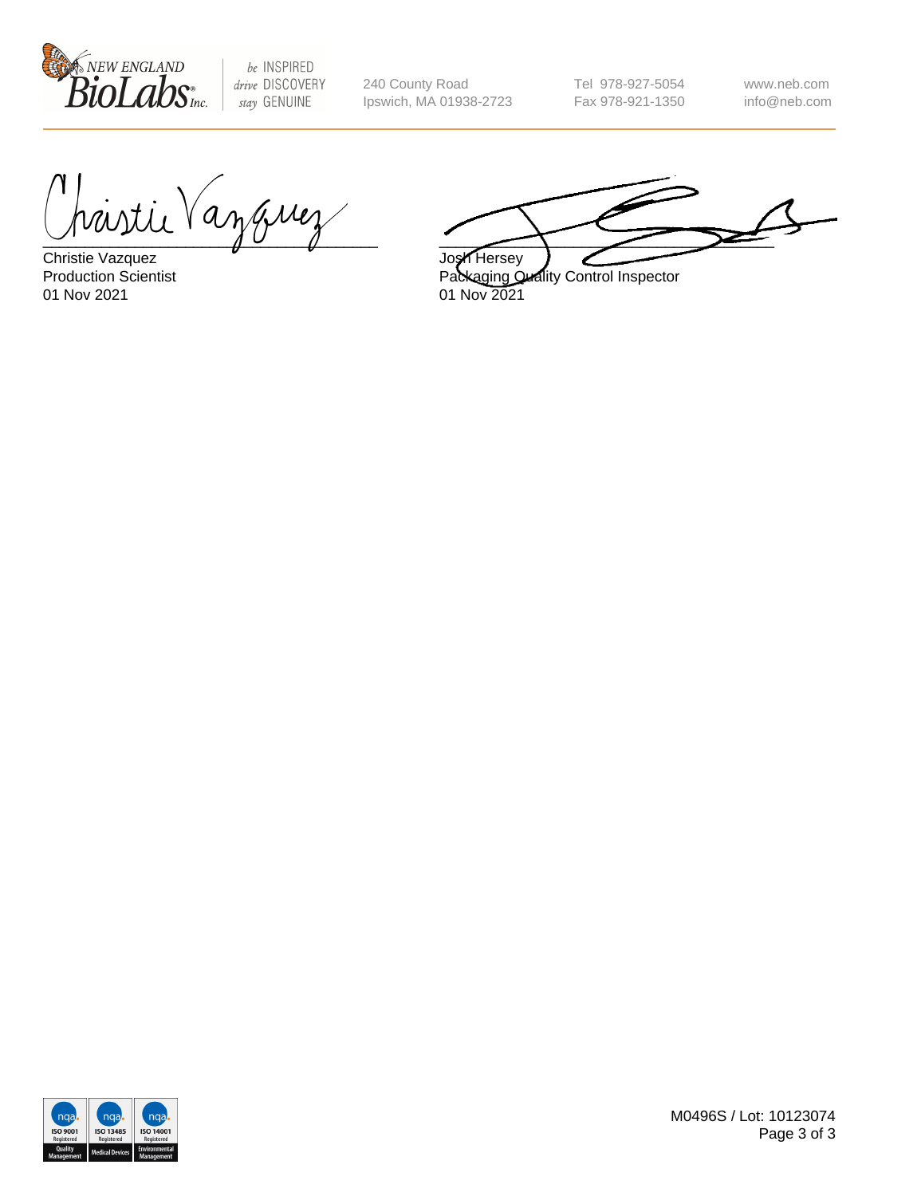240 County Road
Ipswich, MA 01938-2723

Tel 978-927-5054
Fax 978-921-1350

www.neb.com
info@neb.com

Christie Vazquez
Production Scientist
01 Nov 2021

Josh Hersey
Packaging Quality Control Inspector
01 Nov 2021

M0496S / Lot: 10123074